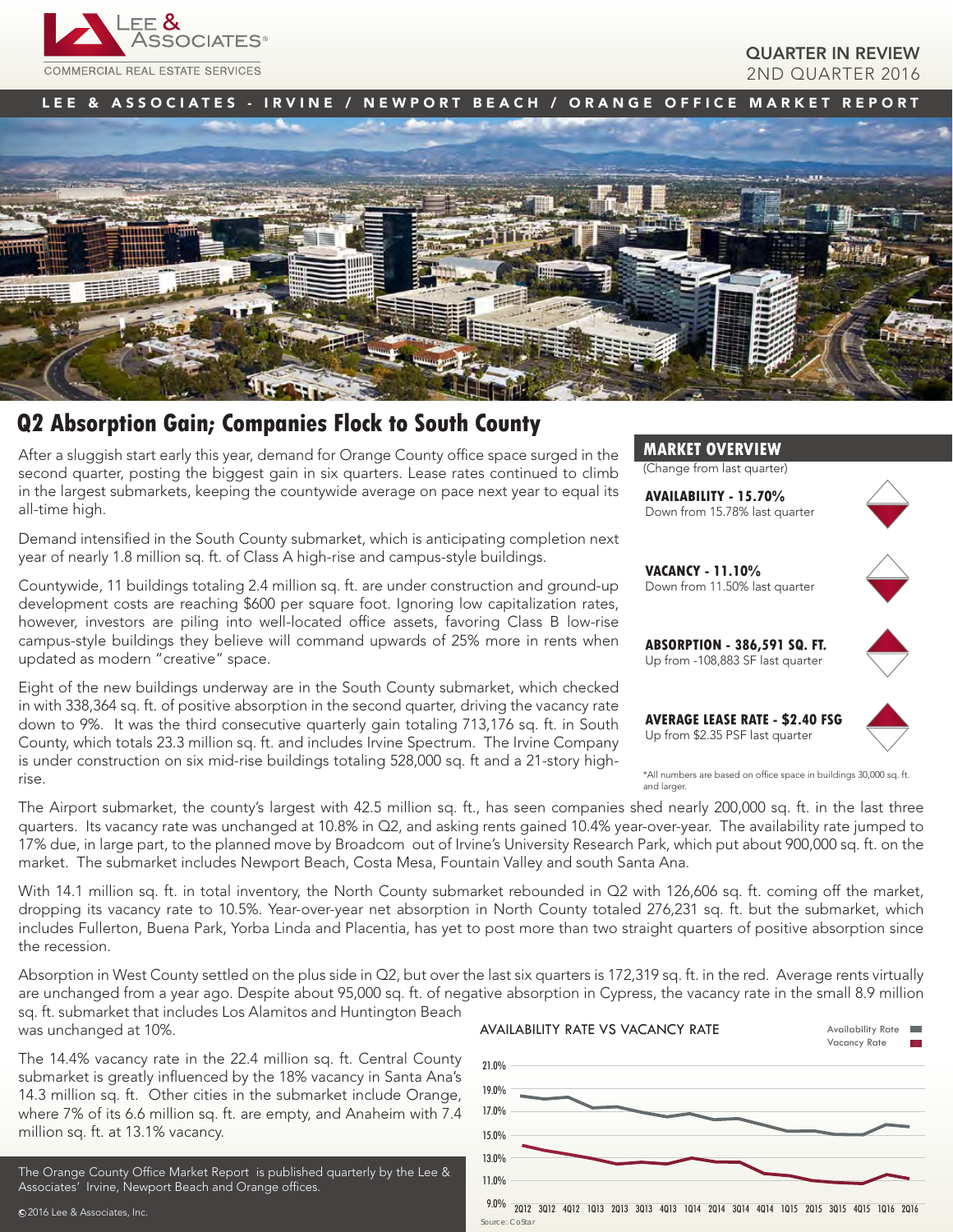QUARTER IN REVIEW
2ND QUARTER 2016

LEE & ASSOCIATES - IRVINE / NEWPORT BEACH / ORANGE OFFICE MARKET REPORT

# Q2 Absorption Gain; Companies Flock to South County

After a sluggish start early this year, demand for Orange County office space surged in the second quarter, posting the biggest gain in six quarters. Lease rates continued to climb in the largest submarkets, keeping the countywide average on pace next year to equal its all-time high.

Demand intensified in the South County submarket, which is anticipating completion next year of nearly 1.8 million sq. ft. of Class A high-rise and campus-style buildings.

Countywide, 11 buildings totaling 2.4 million sq. ft. are under construction and ground-up development costs are reaching $600 per square foot. Ignoring low capitalization rates, however, investors are piling into well-located office assets, favoring Class B low-rise campus-style buildings they believe will command upwards of 25% more in rents when updated as modern "creative" space.

Eight of the new buildings underway are in the South County submarket, which checked in with 338,364 sq. ft. of positive absorption in the second quarter, driving the vacancy rate down to 9%. It was the third consecutive quarterly gain totaling 713,176 sq. ft. in South County, which totals 23.3 million sq. ft. and includes Irvine Spectrum. The Irvine Company is under construction on six mid-rise buildings totaling 528,000 sq. ft and a 21-story high-rise.

## MARKET OVERVIEW

(Change from last quarter)

**AVAILABILITY - 15.70%**
Down from 15.78% last quarter

**VACANCY - 11.10%**
Down from 11.50% last quarter

**ABSORPTION - 386,591 SQ. FT.**
Up from -108,883 SF last quarter

**AVERAGE LEASE RATE - $2.40 FSG**
Up from $2.35 PSF last quarter

*All numbers are based on office space in buildings 30,000 sq. ft. and larger.

The Airport submarket, the county's largest with 42.5 million sq. ft., has seen companies shed nearly 200,000 sq. ft. in the last three quarters. Its vacancy rate was unchanged at 10.8% in Q2, and asking rents gained 10.4% year-over-year. The availability rate jumped to 17% due, in large part, to the planned move by Broadcom out of Irvine's University Research Park, which put about 900,000 sq. ft. on the market. The submarket includes Newport Beach, Costa Mesa, Fountain Valley and south Santa Ana.

With 14.1 million sq. ft. in total inventory, the North County submarket rebounded in Q2 with 126,606 sq. ft. coming off the market, dropping its vacancy rate to 10.5%. Year-over-year net absorption in North County totaled 276,231 sq. ft. but the submarket, which includes Fullerton, Buena Park, Yorba Linda and Placentia, has yet to post more than two straight quarters of positive absorption since the recession.

Absorption in West County settled on the plus side in Q2, but over the last six quarters is 172,319 sq. ft. in the red. Average rents virtually are unchanged from a year ago. Despite about 95,000 sq. ft. of negative absorption in Cypress, the vacancy rate in the small 8.9 million sq. ft. submarket that includes Los Alamitos and Huntington Beach was unchanged at 10%.

The 14.4% vacancy rate in the 22.4 million sq. ft. Central County submarket is greatly influenced by the 18% vacancy in Santa Ana's 14.3 million sq. ft. Other cities in the submarket include Orange, where 7% of its 6.6 million sq. ft. are empty, and Anaheim with 7.4 million sq. ft. at 13.1% vacancy.

AVAILABILITY RATE VS VACANCY RATE

Source: CoStar

The Orange County Office Market Report is published quarterly by the Lee & Associates' Irvine, Newport Beach and Orange offices.

©2016 Lee & Associates, Inc.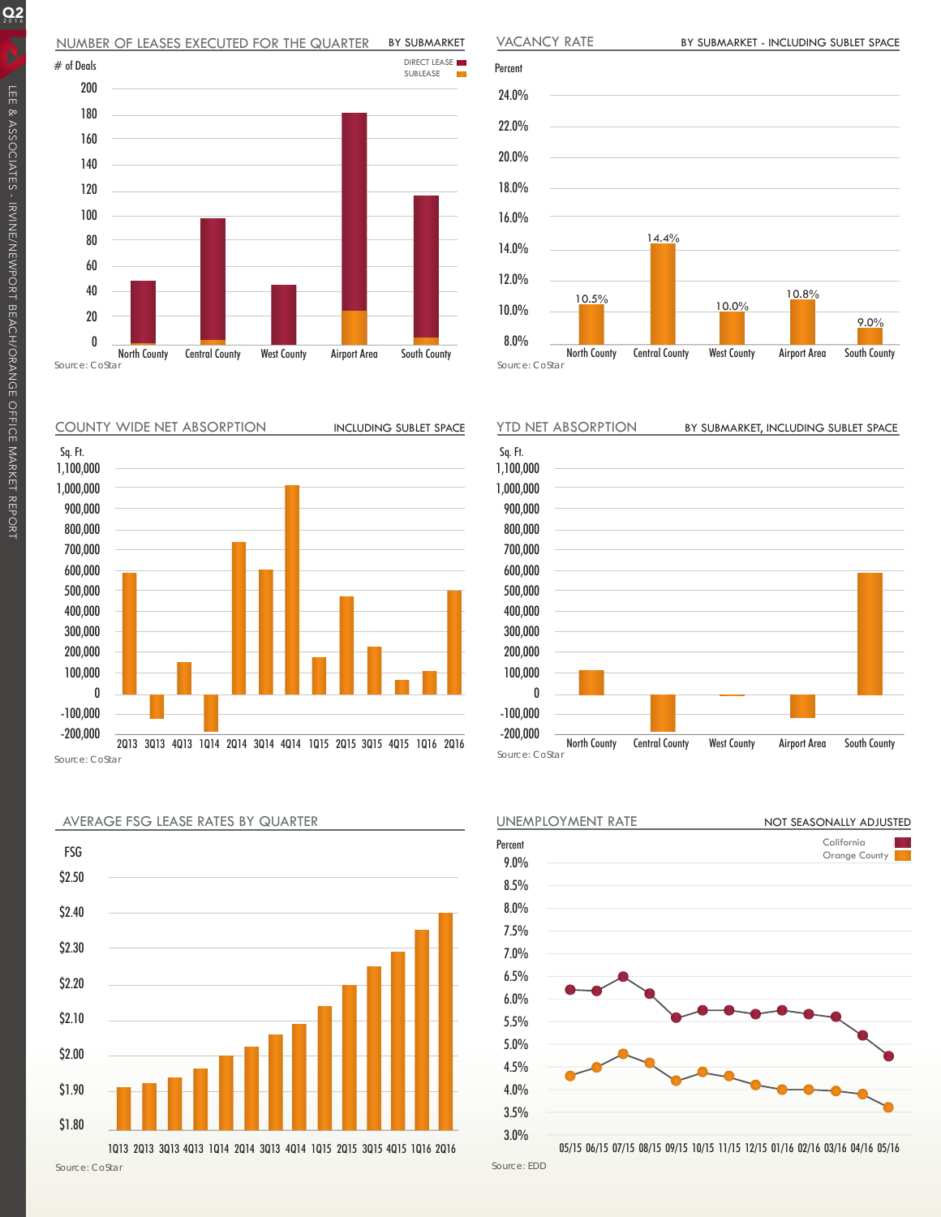## NUMBER OF LEASES EXECUTED FOR THE QUARTER — BY SUBMARKET

# of Deals

DIRECT LEASE
SUBLEASE

200
180
160
140
120
100
80
60
40
20
0

North County | Central County | West County | Airport Area | South County

Source: CoStar

## VACANCY RATE — BY SUBMARKET - INCLUDING SUBLET SPACE

Percent

| North County | Central County | West County | Airport Area | South County |
| --- | --- | --- | --- | --- |
| 10.5% | 14.4% | 10.0% | 10.8% | 9.0% |

Source: CoStar

## COUNTY WIDE NET ABSORPTION — INCLUDING SUBLET SPACE

Sq. Ft.

1,100,000
1,000,000
900,000
800,000
700,000
600,000
500,000
400,000
300,000
200,000
100,000
0
-100,000
-200,000

2Q13 3Q13 4Q13 1Q14 2Q14 3Q14 4Q14 1Q15 2Q15 3Q15 4Q15 1Q16 2Q16

Source: CoStar

## YTD NET ABSORPTION — BY SUBMARKET, INCLUDING SUBLET SPACE

Sq. Ft.

1,100,000
1,000,000
900,000
800,000
700,000
600,000
500,000
400,000
300,000
200,000
100,000
0
-100,000
-200,000

North County | Central County | West County | Airport Area | South County

Source: CoStar

## AVERAGE FSG LEASE RATES BY QUARTER

FSG

$2.50
$2.40
$2.30
$2.20
$2.10
$2.00
$1.90
$1.80

1Q13 2Q13 3Q13 4Q13 1Q14 2Q14 3Q14 4Q14 1Q15 2Q15 3Q15 4Q15 1Q16 2Q16

Source: CoStar

## UNEMPLOYMENT RATE — NOT SEASONALLY ADJUSTED

Percent

California
Orange County

9.0%
8.5%
8.0%
7.5%
7.0%
6.5%
6.0%
5.5%
5.0%
4.5%
4.0%
3.5%
3.0%

05/15 06/15 07/15 08/15 09/15 10/15 11/15 12/15 01/16 02/16 03/16 04/16 05/16

Source: EDD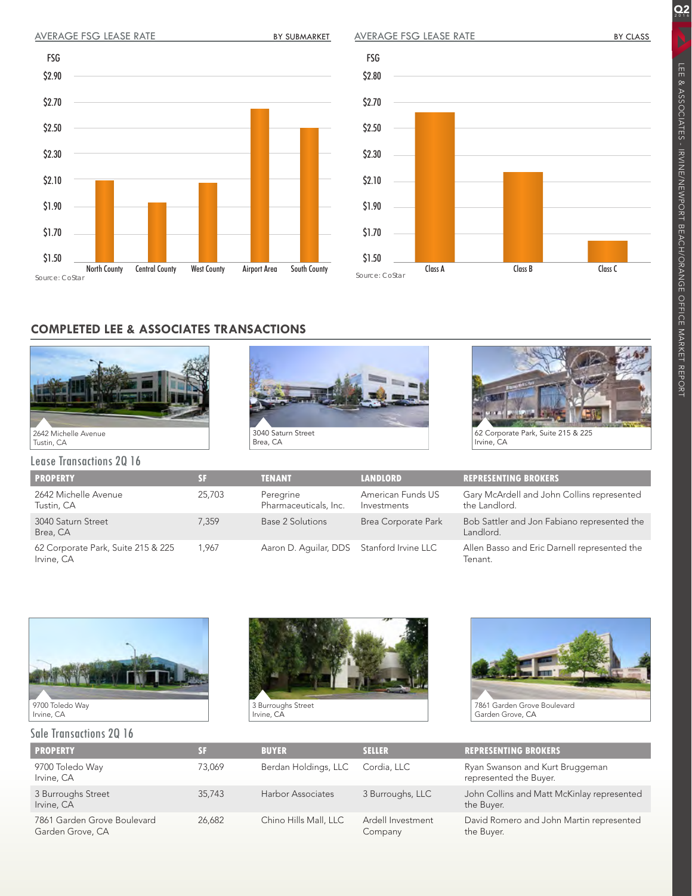AVERAGE FSG LEASE RATE — BY SUBMARKET

FSG

$2.90
$2.70
$2.50
$2.30
$2.10
$1.90
$1.70
$1.50

North County | Central County | West County | Airport Area | South County

Source: CoStar

AVERAGE FSG LEASE RATE — BY CLASS

FSG

$2.80
$2.70
$2.50
$2.30
$2.10
$1.90
$1.70
$1.50

Class A | Class B | Class C

Source: CoStar

## COMPLETED LEE & ASSOCIATES TRANSACTIONS

2642 Michelle Avenue
Tustin, CA

3040 Saturn Street
Brea, CA

62 Corporate Park, Suite 215 & 225
Irvine, CA

### Lease Transactions 2Q 16

| PROPERTY | SF | TENANT | LANDLORD | REPRESENTING BROKERS |
|---|---|---|---|---|
| 2642 Michelle Avenue<br>Tustin, CA | 25,703 | Peregrine Pharmaceuticals, Inc. | American Funds US Investments | Gary McArdell and John Collins represented the Landlord. |
| 3040 Saturn Street<br>Brea, CA | 7,359 | Base 2 Solutions | Brea Corporate Park | Bob Sattler and Jon Fabiano represented the Landlord. |
| 62 Corporate Park, Suite 215 & 225<br>Irvine, CA | 1,967 | Aaron D. Aguilar, DDS | Stanford Irvine LLC | Allen Basso and Eric Darnell represented the Tenant. |

9700 Toledo Way
Irvine, CA

3 Burroughs Street
Irvine, CA

7861 Garden Grove Boulevard
Garden Grove, CA

### Sale Transactions 2Q 16

| PROPERTY | SF | BUYER | SELLER | REPRESENTING BROKERS |
|---|---|---|---|---|
| 9700 Toledo Way<br>Irvine, CA | 73,069 | Berdan Holdings, LLC | Cordia, LLC | Ryan Swanson and Kurt Bruggeman represented the Buyer. |
| 3 Burroughs Street<br>Irvine, CA | 35,743 | Harbor Associates | 3 Burroughs, LLC | John Collins and Matt McKinlay represented the Buyer. |
| 7861 Garden Grove Boulevard<br>Garden Grove, CA | 26,682 | Chino Hills Mall, LLC | Ardell Investment Company | David Romero and John Martin represented the Buyer. |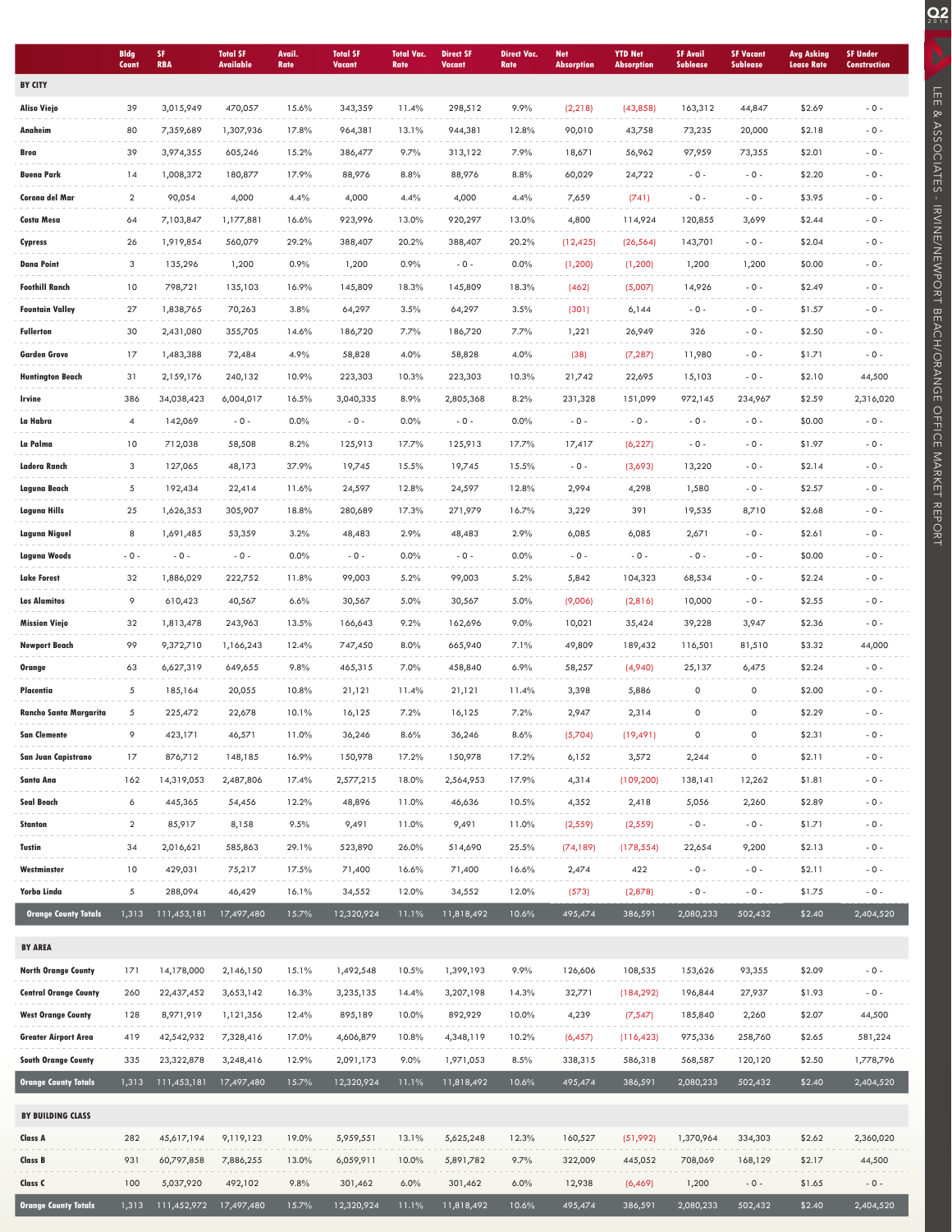| | Bldg Count | SF RBA | Total SF Available | Avail. Rate | Total SF Vacant | Total Vac. Rate | Direct SF Vacant | Direct Vac. Rate | Net Absorption | YTD Net Absorption | SF Avail Sublease | SF Vacant Sublease | Avg Asking Lease Rate | SF Under Construction |
|---|---|---|---|---|---|---|---|---|---|---|---|---|---|---|
| **BY CITY** | | | | | | | | | | | | | | |
| **Aliso Viejo** | 39 | 3,015,949 | 470,057 | 15.6% | 343,359 | 11.4% | 298,512 | 9.9% | (2,218) | (43,858) | 163,312 | 44,847 | $2.69 | - 0 - |
| **Anaheim** | 80 | 7,359,689 | 1,307,936 | 17.8% | 964,381 | 13.1% | 944,381 | 12.8% | 90,010 | 43,758 | 73,235 | 20,000 | $2.18 | - 0 - |
| **Brea** | 39 | 3,974,355 | 605,246 | 15.2% | 386,477 | 9.7% | 313,122 | 7.9% | 18,671 | 56,962 | 97,959 | 73,355 | $2.01 | - 0 - |
| **Buena Park** | 14 | 1,008,372 | 180,877 | 17.9% | 88,976 | 8.8% | 88,976 | 8.8% | 60,029 | 24,722 | - 0 - | - 0 - | $2.20 | - 0 - |
| **Corona del Mar** | 2 | 90,054 | 4,000 | 4.4% | 4,000 | 4.4% | 4,000 | 4.4% | 7,659 | (741) | - 0 - | - 0 - | $3.95 | - 0 - |
| **Costa Mesa** | 64 | 7,103,847 | 1,177,881 | 16.6% | 923,996 | 13.0% | 920,297 | 13.0% | 4,800 | 114,924 | 120,855 | 3,699 | $2.44 | - 0 - |
| **Cypress** | 26 | 1,919,854 | 560,079 | 29.2% | 388,407 | 20.2% | 388,407 | 20.2% | (12,425) | (26,564) | 143,701 | - 0 - | $2.04 | - 0 - |
| **Dana Point** | 3 | 135,296 | 1,200 | 0.9% | 1,200 | 0.9% | - 0 - | 0.0% | (1,200) | (1,200) | 1,200 | 1,200 | $0.00 | - 0 - |
| **Foothill Ranch** | 10 | 798,721 | 135,103 | 16.9% | 145,809 | 18.3% | 145,809 | 18.3% | (462) | (5,007) | 14,926 | - 0 - | $2.49 | - 0 - |
| **Fountain Valley** | 27 | 1,838,765 | 70,263 | 3.8% | 64,297 | 3.5% | 64,297 | 3.5% | (301) | 6,144 | - 0 - | - 0 - | $1.57 | - 0 - |
| **Fullerton** | 30 | 2,431,080 | 355,705 | 14.6% | 186,720 | 7.7% | 186,720 | 7.7% | 1,221 | 26,949 | 326 | - 0 - | $2.50 | - 0 - |
| **Garden Grove** | 17 | 1,483,388 | 72,484 | 4.9% | 58,828 | 4.0% | 58,828 | 4.0% | (38) | (7,287) | 11,980 | - 0 - | $1.71 | - 0 - |
| **Huntington Beach** | 31 | 2,159,176 | 240,132 | 10.9% | 223,303 | 10.3% | 223,303 | 10.3% | 21,742 | 22,695 | 15,103 | - 0 - | $2.10 | 44,500 |
| **Irvine** | 386 | 34,038,423 | 6,004,017 | 16.5% | 3,040,335 | 8.9% | 2,805,368 | 8.2% | 231,328 | 151,099 | 972,145 | 234,967 | $2.59 | 2,316,020 |
| **La Habra** | 4 | 142,069 | - 0 - | 0.0% | - 0 - | 0.0% | - 0 - | 0.0% | - 0 - | - 0 - | - 0 - | - 0 - | $0.00 | - 0 - |
| **La Palma** | 10 | 712,038 | 58,508 | 8.2% | 125,913 | 17.7% | 125,913 | 17.7% | 17,417 | (6,227) | - 0 - | - 0 - | $1.97 | - 0 - |
| **Ladera Ranch** | 3 | 127,065 | 48,173 | 37.9% | 19,745 | 15.5% | 19,745 | 15.5% | - 0 - | (3,693) | 13,220 | - 0 - | $2.14 | - 0 - |
| **Laguna Beach** | 5 | 192,434 | 22,414 | 11.6% | 24,597 | 12.8% | 24,597 | 12.8% | 2,994 | 4,298 | 1,580 | - 0 - | $2.57 | - 0 - |
| **Laguna Hills** | 25 | 1,626,353 | 305,907 | 18.8% | 280,689 | 17.3% | 271,979 | 16.7% | 3,229 | 391 | 19,535 | 8,710 | $2.68 | - 0 - |
| **Laguna Niguel** | 8 | 1,691,485 | 53,359 | 3.2% | 48,483 | 2.9% | 48,483 | 2.9% | 6,085 | 6,085 | 2,671 | - 0 - | $2.61 | - 0 - |
| **Laguna Woods** | - 0 - | - 0 - | - 0 - | 0.0% | - 0 - | 0.0% | - 0 - | 0.0% | - 0 - | - 0 - | - 0 - | - 0 - | $0.00 | - 0 - |
| **Lake Forest** | 32 | 1,886,029 | 222,752 | 11.8% | 99,003 | 5.2% | 99,003 | 5.2% | 5,842 | 104,323 | 68,534 | - 0 - | $2.24 | - 0 - |
| **Los Alamitos** | 9 | 610,423 | 40,567 | 6.6% | 30,567 | 5.0% | 30,567 | 5.0% | (9,006) | (2,816) | 10,000 | - 0 - | $2.55 | - 0 - |
| **Mission Viejo** | 32 | 1,813,478 | 243,963 | 13.5% | 166,643 | 9.2% | 162,696 | 9.0% | 10,021 | 35,424 | 39,228 | 3,947 | $2.36 | - 0 - |
| **Newport Beach** | 99 | 9,372,710 | 1,166,243 | 12.4% | 747,450 | 8.0% | 665,940 | 7.1% | 49,809 | 189,432 | 116,501 | 81,510 | $3.32 | 44,000 |
| **Orange** | 63 | 6,627,319 | 649,655 | 9.8% | 465,315 | 7.0% | 458,840 | 6.9% | 58,257 | (4,940) | 25,137 | 6,475 | $2.24 | - 0 - |
| **Placentia** | 5 | 185,164 | 20,055 | 10.8% | 21,121 | 11.4% | 21,121 | 11.4% | 3,398 | 5,886 | 0 | 0 | $2.00 | - 0 - |
| **Rancho Santa Margarita** | 5 | 225,472 | 22,678 | 10.1% | 16,125 | 7.2% | 16,125 | 7.2% | 2,947 | 2,314 | 0 | 0 | $2.29 | - 0 - |
| **San Clemente** | 9 | 423,171 | 46,571 | 11.0% | 36,246 | 8.6% | 36,246 | 8.6% | (5,704) | (19,491) | 0 | 0 | $2.31 | - 0 - |
| **San Juan Capistrano** | 17 | 876,712 | 148,185 | 16.9% | 150,978 | 17.2% | 150,978 | 17.2% | 6,152 | 3,572 | 2,244 | 0 | $2.11 | - 0 - |
| **Santa Ana** | 162 | 14,319,053 | 2,487,806 | 17.4% | 2,577,215 | 18.0% | 2,564,953 | 17.9% | 4,314 | (109,200) | 138,141 | 12,262 | $1.81 | - 0 - |
| **Seal Beach** | 6 | 445,365 | 54,456 | 12.2% | 48,896 | 11.0% | 46,636 | 10.5% | 4,352 | 2,418 | 5,056 | 2,260 | $2.89 | - 0 - |
| **Stanton** | 2 | 85,917 | 8,158 | 9.5% | 9,491 | 11.0% | 9,491 | 11.0% | (2,559) | (2,559) | - 0 - | - 0 - | $1.71 | - 0 - |
| **Tustin** | 34 | 2,016,621 | 585,863 | 29.1% | 523,890 | 26.0% | 514,690 | 25.5% | (74,189) | (178,554) | 22,654 | 9,200 | $2.13 | - 0 - |
| **Westminster** | 10 | 429,031 | 75,217 | 17.5% | 71,400 | 16.6% | 71,400 | 16.6% | 2,474 | 422 | - 0 - | - 0 - | $2.11 | - 0 - |
| **Yorba Linda** | 5 | 288,094 | 46,429 | 16.1% | 34,552 | 12.0% | 34,552 | 12.0% | (573) | (2,878) | - 0 - | - 0 - | $1.75 | - 0 - |
| **Orange County Totals** | 1,313 | 111,453,181 | 17,497,480 | 15.7% | 12,320,924 | 11.1% | 11,818,492 | 10.6% | 495,474 | 386,591 | 2,080,233 | 502,432 | $2.40 | 2,404,520 |
| **BY AREA** | | | | | | | | | | | | | | |
| **North Orange County** | 171 | 14,178,000 | 2,146,150 | 15.1% | 1,492,548 | 10.5% | 1,399,193 | 9.9% | 126,606 | 108,535 | 153,626 | 93,355 | $2.09 | - 0 - |
| **Central Orange County** | 260 | 22,437,452 | 3,653,142 | 16.3% | 3,235,135 | 14.4% | 3,207,198 | 14.3% | 32,771 | (184,292) | 196,844 | 27,937 | $1.93 | - 0 - |
| **West Orange County** | 128 | 8,971,919 | 1,121,356 | 12.4% | 895,189 | 10.0% | 892,929 | 10.0% | 4,239 | (7,547) | 185,840 | 2,260 | $2.07 | 44,500 |
| **Greater Airport Area** | 419 | 42,542,932 | 7,328,416 | 17.0% | 4,606,879 | 10.8% | 4,348,119 | 10.2% | (6,457) | (116,423) | 975,336 | 258,760 | $2.65 | 581,224 |
| **South Orange County** | 335 | 23,322,878 | 3,248,416 | 12.9% | 2,091,173 | 9.0% | 1,971,053 | 8.5% | 338,315 | 586,318 | 568,587 | 120,120 | $2.50 | 1,778,796 |
| **Orange County Totals** | 1,313 | 111,453,181 | 17,497,480 | 15.7% | 12,320,924 | 11.1% | 11,818,492 | 10.6% | 495,474 | 386,591 | 2,080,233 | 502,432 | $2.40 | 2,404,520 |
| **BY BUILDING CLASS** | | | | | | | | | | | | | | |
| **Class A** | 282 | 45,617,194 | 9,119,123 | 19.0% | 5,959,551 | 13.1% | 5,625,248 | 12.3% | 160,527 | (51,992) | 1,370,964 | 334,303 | $2.62 | 2,360,020 |
| **Class B** | 931 | 60,797,858 | 7,886,255 | 13.0% | 6,059,911 | 10.0% | 5,891,782 | 9.7% | 322,009 | 445,052 | 708,069 | 168,129 | $2.17 | 44,500 |
| **Class C** | 100 | 5,037,920 | 492,102 | 9.8% | 301,462 | 6.0% | 301,462 | 6.0% | 12,938 | (6,469) | 1,200 | - 0 - | $1.65 | - 0 - |
| **Orange County Totals** | 1,313 | 111,452,972 | 17,497,480 | 15.7% | 12,320,924 | 11.1% | 11,818,492 | 10.6% | 495,474 | 386,591 | 2,080,233 | 502,432 | $2.40 | 2,404,520 |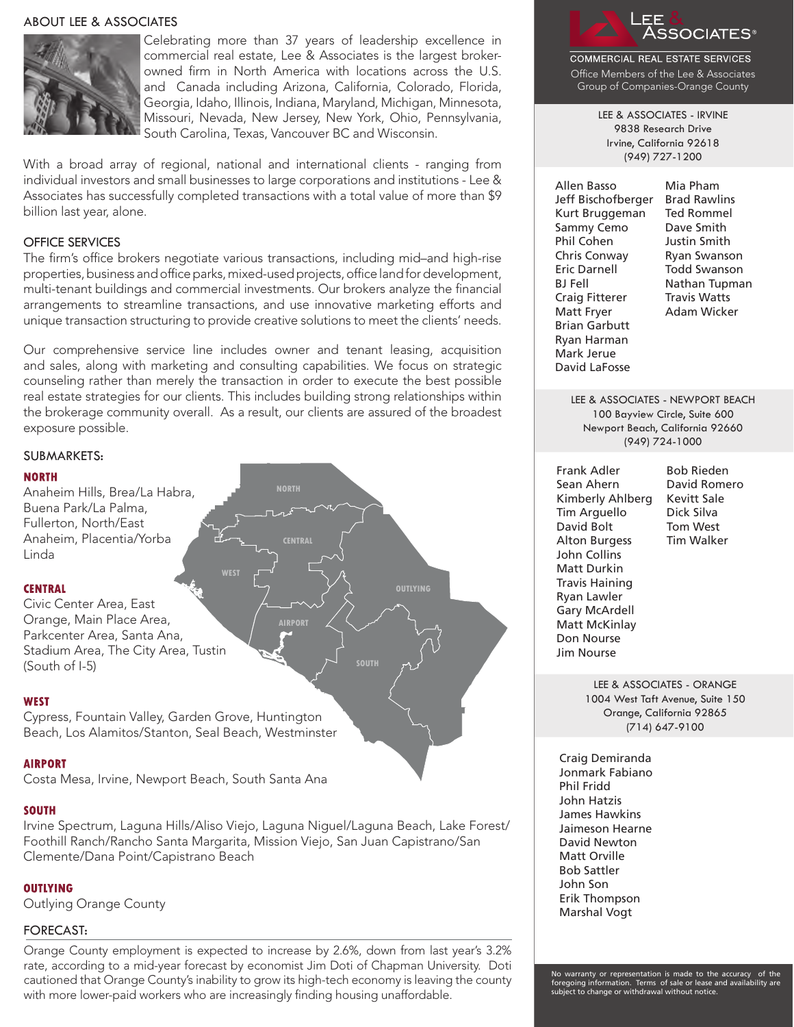## ABOUT LEE & ASSOCIATES

Celebrating more than 37 years of leadership excellence in commercial real estate, Lee & Associates is the largest broker-owned firm in North America with locations across the U.S. and Canada including Arizona, California, Colorado, Florida, Georgia, Idaho, Illinois, Indiana, Maryland, Michigan, Minnesota, Missouri, Nevada, New Jersey, New York, Ohio, Pennsylvania, South Carolina, Texas, Vancouver BC and Wisconsin.

With a broad array of regional, national and international clients - ranging from individual investors and small businesses to large corporations and institutions - Lee & Associates has successfully completed transactions with a total value of more than $9 billion last year, alone.

## OFFICE SERVICES

The firm's office brokers negotiate various transactions, including mid–and high-rise properties, business and office parks, mixed-used projects, office land for development, multi-tenant buildings and commercial investments. Our brokers analyze the financial arrangements to streamline transactions, and use innovative marketing efforts and unique transaction structuring to provide creative solutions to meet the clients' needs.

Our comprehensive service line includes owner and tenant leasing, acquisition and sales, along with marketing and consulting capabilities. We focus on strategic counseling rather than merely the transaction in order to execute the best possible real estate strategies for our clients. This includes building strong relationships within the brokerage community overall. As a result, our clients are assured of the broadest exposure possible.

## SUBMARKETS:

NORTH
CENTRAL
WEST
OUTLYING
AIRPORT
SOUTH

**NORTH**
Anaheim Hills, Brea/La Habra, Buena Park/La Palma, Fullerton, North/East Anaheim, Placentia/Yorba Linda

**CENTRAL**
Civic Center Area, East Orange, Main Place Area, Parkcenter Area, Santa Ana, Stadium Area, The City Area, Tustin (South of I-5)

**WEST**
Cypress, Fountain Valley, Garden Grove, Huntington Beach, Los Alamitos/Stanton, Seal Beach, Westminster

**AIRPORT**
Costa Mesa, Irvine, Newport Beach, South Santa Ana

**SOUTH**
Irvine Spectrum, Laguna Hills/Aliso Viejo, Laguna Niguel/Laguna Beach, Lake Forest/ Foothill Ranch/Rancho Santa Margarita, Mission Viejo, San Juan Capistrano/San Clemente/Dana Point/Capistrano Beach

**OUTLYING**
Outlying Orange County

## FORECAST:

Orange County employment is expected to increase by 2.6%, down from last year's 3.2% rate, according to a mid-year forecast by economist Jim Doti of Chapman University. Doti cautioned that Orange County's inability to grow its high-tech economy is leaving the county with more lower-paid workers who are increasingly finding housing unaffordable.

---

LEE & ASSOCIATES®

COMMERCIAL REAL ESTATE SERVICES

Office Members of the Lee & Associates Group of Companies-Orange County

**LEE & ASSOCIATES - IRVINE**
9838 Research Drive
Irvine, California 92618
(949) 727-1200

Allen Basso
Jeff Bischofberger
Kurt Bruggeman
Sammy Cemo
Phil Cohen
Chris Conway
Eric Darnell
BJ Fell
Craig Fitterer
Matt Fryer
Brian Garbutt
Ryan Harman
Mark Jerue
David LaFosse
Mia Pham
Brad Rawlins
Ted Rommel
Dave Smith
Justin Smith
Ryan Swanson
Todd Swanson
Nathan Tupman
Travis Watts
Adam Wicker

**LEE & ASSOCIATES - NEWPORT BEACH**
100 Bayview Circle, Suite 600
Newport Beach, California 92660
(949) 724-1000

Frank Adler
Sean Ahern
Kimberly Ahlberg
Tim Arguello
David Bolt
Alton Burgess
John Collins
Matt Durkin
Travis Haining
Ryan Lawler
Gary McArdell
Matt McKinlay
Don Nourse
Jim Nourse
Bob Rieden
David Romero
Kevitt Sale
Dick Silva
Tom West
Tim Walker

**LEE & ASSOCIATES - ORANGE**
1004 West Taft Avenue, Suite 150
Orange, California 92865
(714) 647-9100

Craig Demiranda
Jonmark Fabiano
Phil Fridd
John Hatzis
James Hawkins
Jaimeson Hearne
David Newton
Matt Orville
Bob Sattler
John Son
Erik Thompson
Marshal Vogt

No warranty or representation is made to the accuracy of the foregoing information. Terms of sale or lease and availability are subject to change or withdrawal without notice.